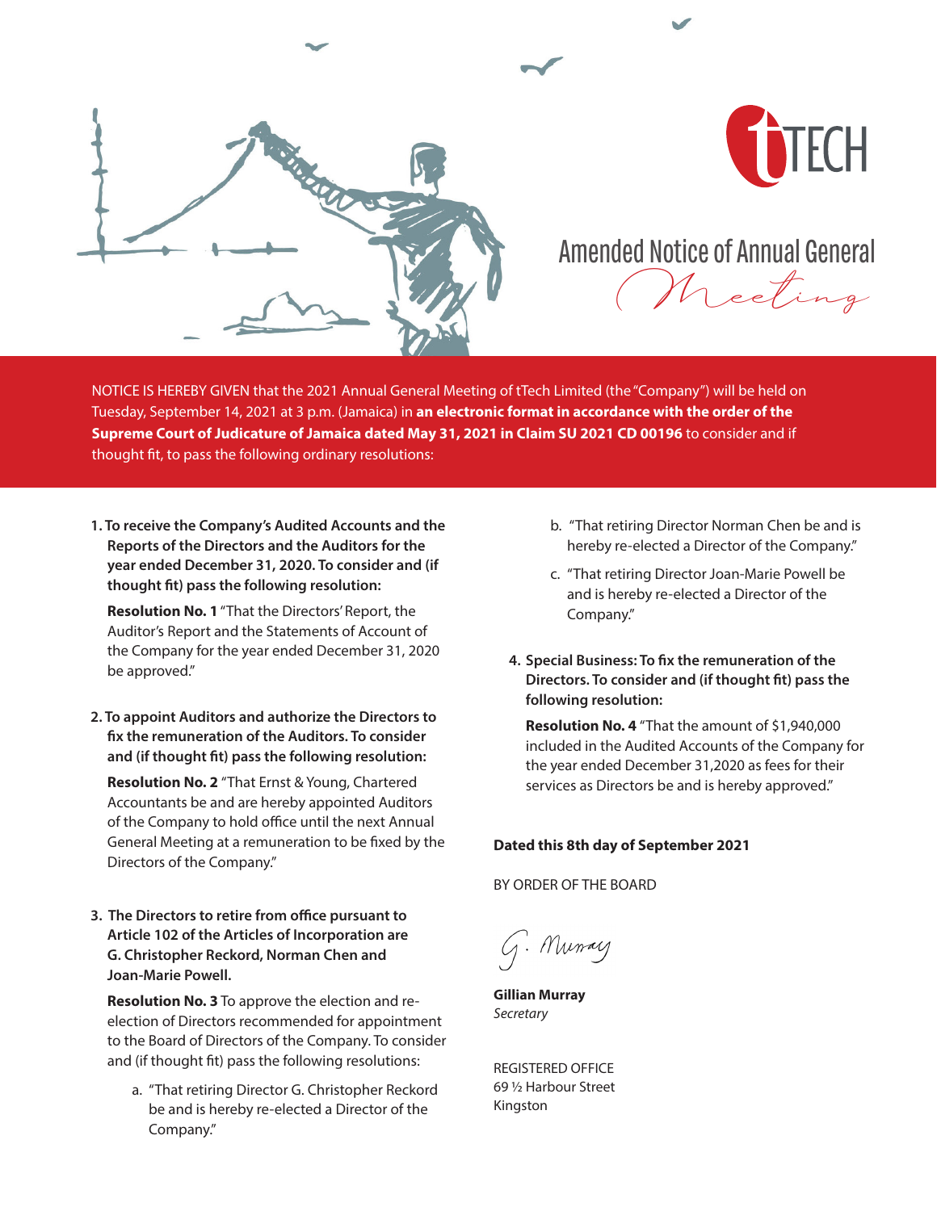tTECH

# Amended Notice of Annual General Meeting

NOTICE IS HEREBY GIVEN that the 2021 Annual General Meeting of tTech Limited (the "Company") will be held on Tuesday, September 14, 2021 at 3 p.m. (Jamaica) in **an electronic format in accordance with the order of the Supreme Court of Judicature of Jamaica dated May 31, 2021 in Claim SU 2021 CD 00196** to consider and if thought fit, to pass the following ordinary resolutions:

**1. To receive the Company's Audited Accounts and the Reports of the Directors and the Auditors for the year ended December 31, 2020. To consider and (if thought fit) pass the following resolution:**

**Resolution No. 1** "That the Directors' Report, the Auditor's Report and the Statements of Account of the Company for the year ended December 31, 2020 be approved."

**2. To appoint Auditors and authorize the Directors to fix the remuneration of the Auditors. To consider and (if thought fit) pass the following resolution:**

**Resolution No. 2** "That Ernst & Young, Chartered Accountants be and are hereby appointed Auditors of the Company to hold office until the next Annual General Meeting at a remuneration to be fixed by the Directors of the Company."

**3. The Directors to retire from office pursuant to Article 102 of the Articles of Incorporation are G. Christopher Reckord, Norman Chen and Joan-Marie Powell.**

**Resolution No. 3** To approve the election and re-election of Directors recommended for appointment to the Board of Directors of the Company. To consider and (if thought fit) pass the following resolutions:

a. "That retiring Director G. Christopher Reckord be and is hereby re-elected a Director of the Company."

b. "That retiring Director Norman Chen be and is hereby re-elected a Director of the Company."

c. "That retiring Director Joan-Marie Powell be and is hereby re-elected a Director of the Company."

**4. Special Business: To fix the remuneration of the Directors. To consider and (if thought fit) pass the following resolution:**

**Resolution No. 4** "That the amount of $1,940,000 included in the Audited Accounts of the Company for the year ended December 31,2020 as fees for their services as Directors be and is hereby approved."

**Dated this 8th day of September 2021**

BY ORDER OF THE BOARD

G. Murray

**Gillian Murray**
*Secretary*

REGISTERED OFFICE
69 ½ Harbour Street
Kingston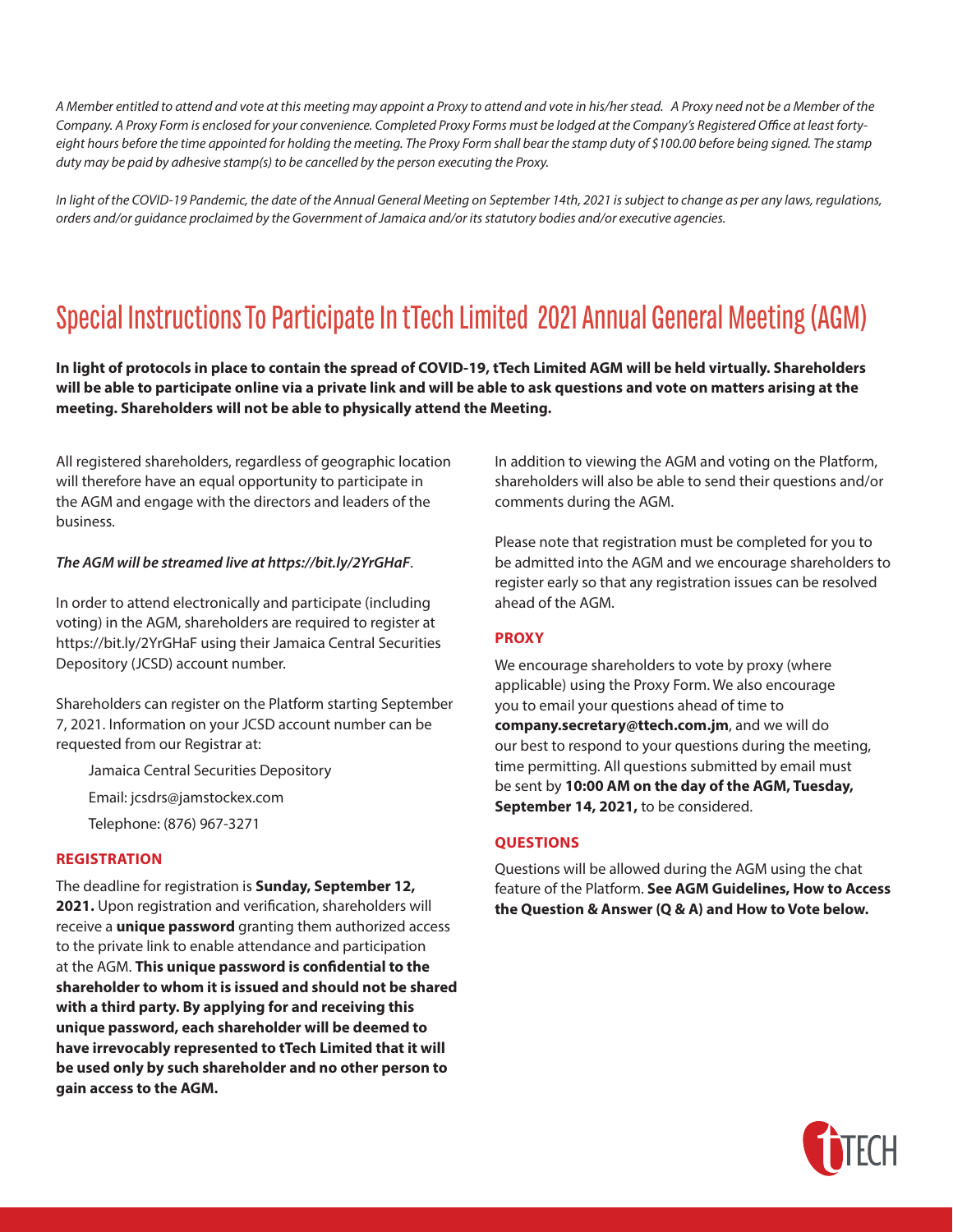*A Member entitled to attend and vote at this meeting may appoint a Proxy to attend and vote in his/her stead. A Proxy need not be a Member of the Company. A Proxy Form is enclosed for your convenience. Completed Proxy Forms must be lodged at the Company's Registered Office at least forty-eight hours before the time appointed for holding the meeting. The Proxy Form shall bear the stamp duty of $100.00 before being signed. The stamp duty may be paid by adhesive stamp(s) to be cancelled by the person executing the Proxy.*

*In light of the COVID-19 Pandemic, the date of the Annual General Meeting on September 14th, 2021 is subject to change as per any laws, regulations, orders and/or guidance proclaimed by the Government of Jamaica and/or its statutory bodies and/or executive agencies.*

# Special Instructions To Participate In tTech Limited 2021 Annual General Meeting (AGM)

**In light of protocols in place to contain the spread of COVID-19, tTech Limited AGM will be held virtually. Shareholders will be able to participate online via a private link and will be able to ask questions and vote on matters arising at the meeting. Shareholders will not be able to physically attend the Meeting.**

All registered shareholders, regardless of geographic location will therefore have an equal opportunity to participate in the AGM and engage with the directors and leaders of the business.

***The AGM will be streamed live at https://bit.ly/2YrGHaF***.

In order to attend electronically and participate (including voting) in the AGM, shareholders are required to register at https://bit.ly/2YrGHaF using their Jamaica Central Securities Depository (JCSD) account number.

Shareholders can register on the Platform starting September 7, 2021. Information on your JCSD account number can be requested from our Registrar at:

Jamaica Central Securities Depository
Email: jcsdrs@jamstockex.com
Telephone: (876) 967-3271

### REGISTRATION

The deadline for registration is **Sunday, September 12, 2021.** Upon registration and verification, shareholders will receive a **unique password** granting them authorized access to the private link to enable attendance and participation at the AGM. **This unique password is confidential to the shareholder to whom it is issued and should not be shared with a third party. By applying for and receiving this unique password, each shareholder will be deemed to have irrevocably represented to tTech Limited that it will be used only by such shareholder and no other person to gain access to the AGM.**

In addition to viewing the AGM and voting on the Platform, shareholders will also be able to send their questions and/or comments during the AGM.

Please note that registration must be completed for you to be admitted into the AGM and we encourage shareholders to register early so that any registration issues can be resolved ahead of the AGM.

### PROXY

We encourage shareholders to vote by proxy (where applicable) using the Proxy Form. We also encourage you to email your questions ahead of time to **company.secretary@ttech.com.jm**, and we will do our best to respond to your questions during the meeting, time permitting. All questions submitted by email must be sent by **10:00 AM on the day of the AGM, Tuesday, September 14, 2021,** to be considered.

### QUESTIONS

Questions will be allowed during the AGM using the chat feature of the Platform. **See AGM Guidelines, How to Access the Question & Answer (Q & A) and How to Vote below.**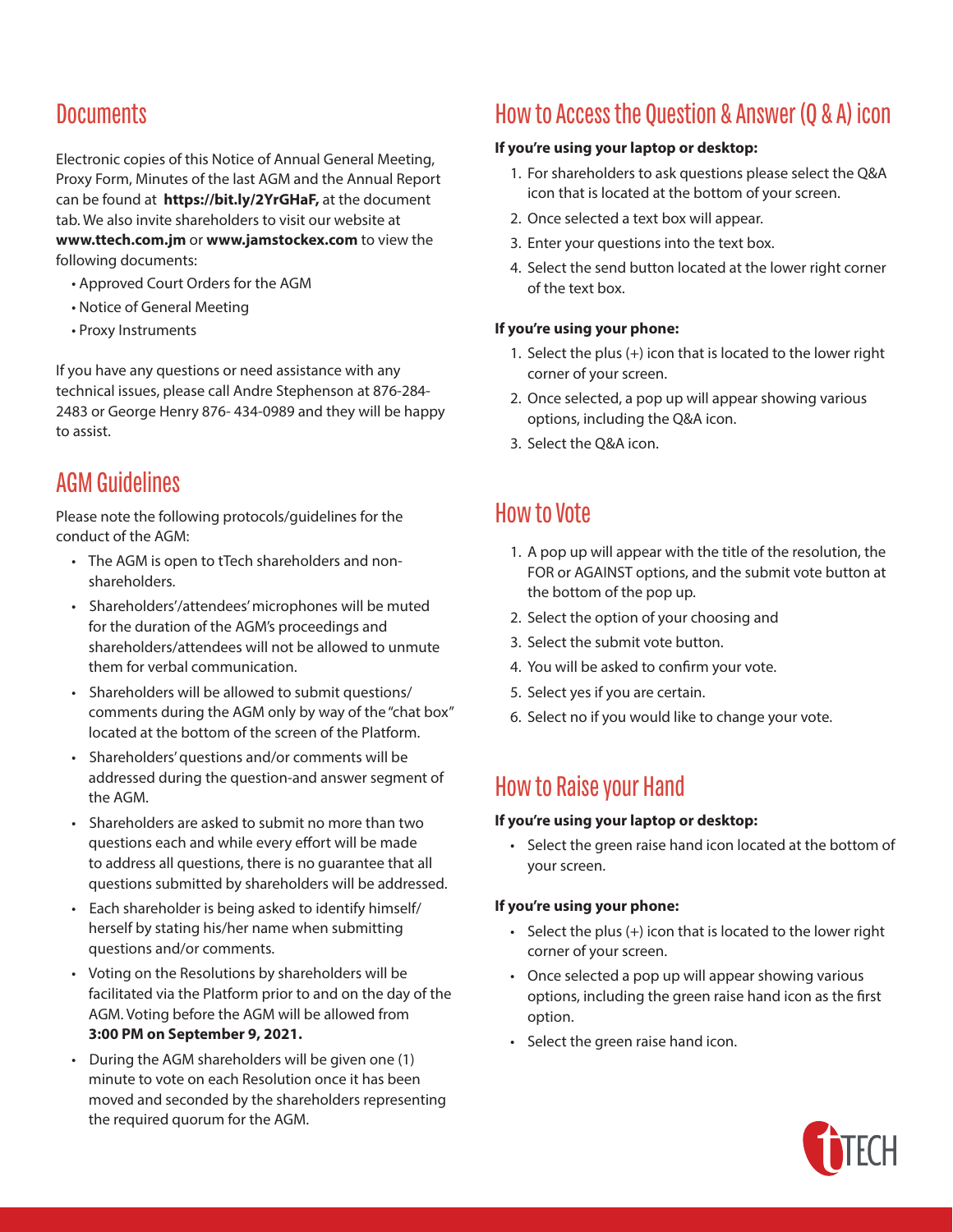## Documents

Electronic copies of this Notice of Annual General Meeting, Proxy Form, Minutes of the last AGM and the Annual Report can be found at **https://bit.ly/2YrGHaF,** at the document tab. We also invite shareholders to visit our website at **www.ttech.com.jm** or **www.jamstockex.com** to view the following documents:

- Approved Court Orders for the AGM
- Notice of General Meeting
- Proxy Instruments

If you have any questions or need assistance with any technical issues, please call Andre Stephenson at 876-284-2483 or George Henry 876- 434-0989 and they will be happy to assist.

## AGM Guidelines

Please note the following protocols/guidelines for the conduct of the AGM:

- The AGM is open to tTech shareholders and non-shareholders.
- Shareholders'/attendees' microphones will be muted for the duration of the AGM's proceedings and shareholders/attendees will not be allowed to unmute them for verbal communication.
- Shareholders will be allowed to submit questions/ comments during the AGM only by way of the "chat box" located at the bottom of the screen of the Platform.
- Shareholders' questions and/or comments will be addressed during the question-and answer segment of the AGM.
- Shareholders are asked to submit no more than two questions each and while every effort will be made to address all questions, there is no guarantee that all questions submitted by shareholders will be addressed.
- Each shareholder is being asked to identify himself/ herself by stating his/her name when submitting questions and/or comments.
- Voting on the Resolutions by shareholders will be facilitated via the Platform prior to and on the day of the AGM. Voting before the AGM will be allowed from **3:00 PM on September 9, 2021.**
- During the AGM shareholders will be given one (1) minute to vote on each Resolution once it has been moved and seconded by the shareholders representing the required quorum for the AGM.

## How to Access the Question & Answer (Q & A) icon

**If you're using your laptop or desktop:**

1. For shareholders to ask questions please select the Q&A icon that is located at the bottom of your screen.
2. Once selected a text box will appear.
3. Enter your questions into the text box.
4. Select the send button located at the lower right corner of the text box.

**If you're using your phone:**

1. Select the plus (+) icon that is located to the lower right corner of your screen.
2. Once selected, a pop up will appear showing various options, including the Q&A icon.
3. Select the Q&A icon.

## How to Vote

1. A pop up will appear with the title of the resolution, the FOR or AGAINST options, and the submit vote button at the bottom of the pop up.
2. Select the option of your choosing and
3. Select the submit vote button.
4. You will be asked to confirm your vote.
5. Select yes if you are certain.
6. Select no if you would like to change your vote.

## How to Raise your Hand

**If you're using your laptop or desktop:**

- Select the green raise hand icon located at the bottom of your screen.

**If you're using your phone:**

- Select the plus (+) icon that is located to the lower right corner of your screen.
- Once selected a pop up will appear showing various options, including the green raise hand icon as the first option.
- Select the green raise hand icon.